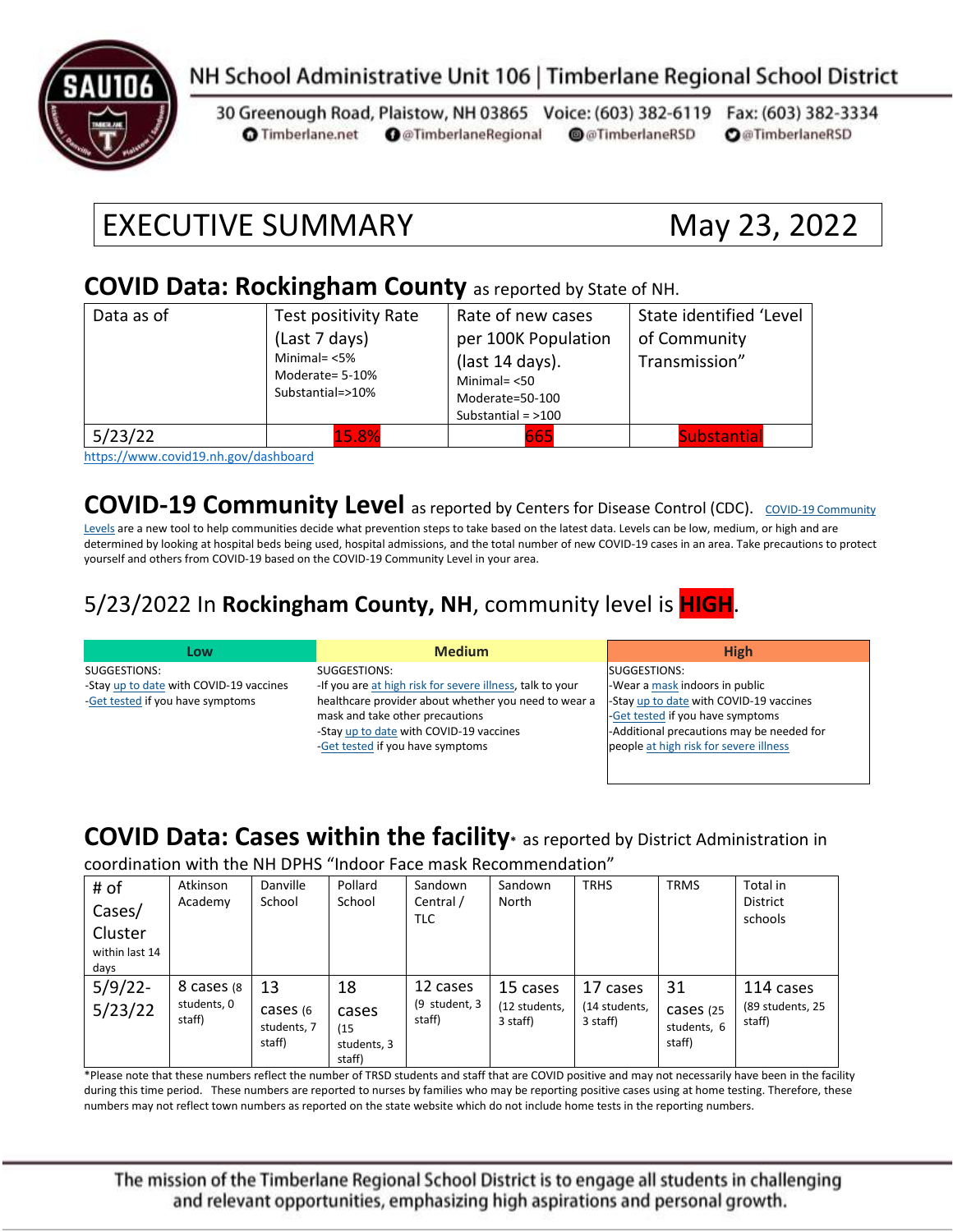NH School Administrative Unit 106 | Timberlane Regional School District

30 Greenough Road, Plaistow, NH 03865 Voice: (603) 382-6119 Fax: (603) 382-3334
Timberlane.net @TimberlaneRegional @TimberlaneRSD @TimberlaneRSD

# EXECUTIVE SUMMARY May 23, 2022

## COVID Data: Rockingham County as reported by State of NH.

| Data as of | Test positivity Rate (Last 7 days) Minimal= <5% Moderate= 5-10% Substantial=>10% | Rate of new cases per 100K Population (last 14 days). Minimal= <50 Moderate=50-100 Substantial = >100 | State identified 'Level of Community Transmission" |
|---|---|---|---|
| 5/23/22 | 15.8% | 665 | Substantial |

https://www.covid19.nh.gov/dashboard

## COVID-19 Community Level as reported by Centers for Disease Control (CDC).

COVID-19 Community Levels are a new tool to help communities decide what prevention steps to take based on the latest data. Levels can be low, medium, or high and are determined by looking at hospital beds being used, hospital admissions, and the total number of new COVID-19 cases in an area. Take precautions to protect yourself and others from COVID-19 based on the COVID-19 Community Level in your area.

## 5/23/2022 In **Rockingham County, NH**, community level is **HIGH**.

| Low | Medium | High |
|---|---|---|
| SUGGESTIONS:<br>-Stay up to date with COVID-19 vaccines<br>-Get tested if you have symptoms | SUGGESTIONS:<br>-If you are at high risk for severe illness, talk to your healthcare provider about whether you need to wear a mask and take other precautions<br>-Stay up to date with COVID-19 vaccines<br>-Get tested if you have symptoms | SUGGESTIONS:<br>-Wear a mask indoors in public<br>-Stay up to date with COVID-19 vaccines<br>-Get tested if you have symptoms<br>-Additional precautions may be needed for people at high risk for severe illness |

## COVID Data: Cases within the facility* as reported by District Administration in coordination with the NH DPHS "Indoor Face mask Recommendation"

| # of Cases/ Cluster within last 14 days | Atkinson Academy | Danville School | Pollard School | Sandown Central / TLC | Sandown North | TRHS | TRMS | Total in District schools |
|---|---|---|---|---|---|---|---|---|
| 5/9/22-5/23/22 | 8 cases (8 students, 0 staff) | 13 cases (6 students, 7 staff) | 18 cases (15 students, 3 staff) | 12 cases (9 student, 3 staff) | 15 cases (12 students, 3 staff) | 17 cases (14 students, 3 staff) | 31 cases (25 students, 6 staff) | 114 cases (89 students, 25 staff) |

*Please note that these numbers reflect the number of TRSD students and staff that are COVID positive and may not necessarily have been in the facility during this time period. These numbers are reported to nurses by families who may be reporting positive cases using at home testing. Therefore, these numbers may not reflect town numbers as reported on the state website which do not include home tests in the reporting numbers.

The mission of the Timberlane Regional School District is to engage all students in challenging and relevant opportunities, emphasizing high aspirations and personal growth.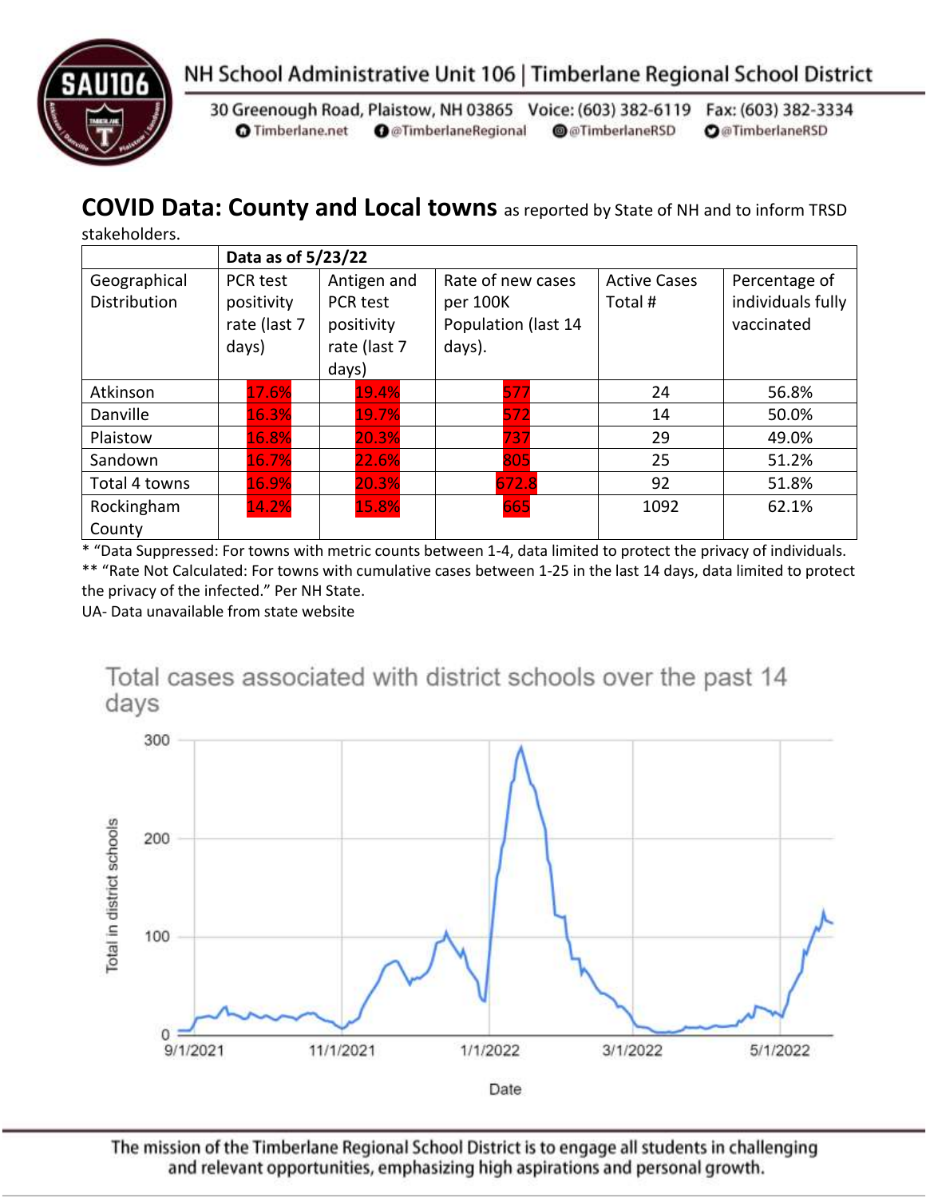## COVID Data: County and Local towns

as reported by State of NH and to inform TRSD stakeholders.

| | Data as of 5/23/22 | | | | |
|---|---|---|---|---|---|
| Geographical Distribution | PCR test positivity rate (last 7 days) | Antigen and PCR test positivity rate (last 7 days) | Rate of new cases per 100K Population (last 14 days). | Active Cases Total # | Percentage of individuals fully vaccinated |
| Atkinson | 17.6% | 19.4% | 577 | 24 | 56.8% |
| Danville | 16.3% | 19.7% | 572 | 14 | 50.0% |
| Plaistow | 16.8% | 20.3% | 737 | 29 | 49.0% |
| Sandown | 16.7% | 22.6% | 805 | 25 | 51.2% |
| Total 4 towns | 16.9% | 20.3% | 672.8 | 92 | 51.8% |
| Rockingham County | 14.2% | 15.8% | 665 | 1092 | 62.1% |

* "Data Suppressed: For towns with metric counts between 1-4, data limited to protect the privacy of individuals.

** "Rate Not Calculated: For towns with cumulative cases between 1-25 in the last 14 days, data limited to protect the privacy of the infected." Per NH State.

UA- Data unavailable from state website

Total cases associated with district schools over the past 14 days

The mission of the Timberlane Regional School District is to engage all students in challenging and relevant opportunities, emphasizing high aspirations and personal growth.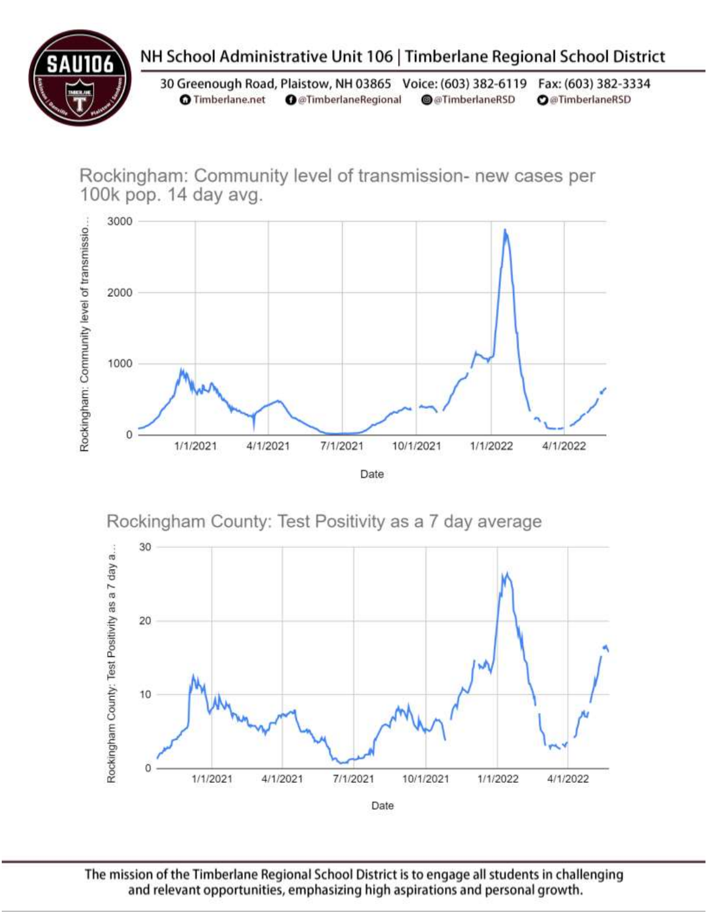Rockingham: Community level of transmission- new cases per 100k pop. 14 day avg.

Rockingham County: Test Positivity as a 7 day average

The mission of the Timberlane Regional School District is to engage all students in challenging and relevant opportunities, emphasizing high aspirations and personal growth.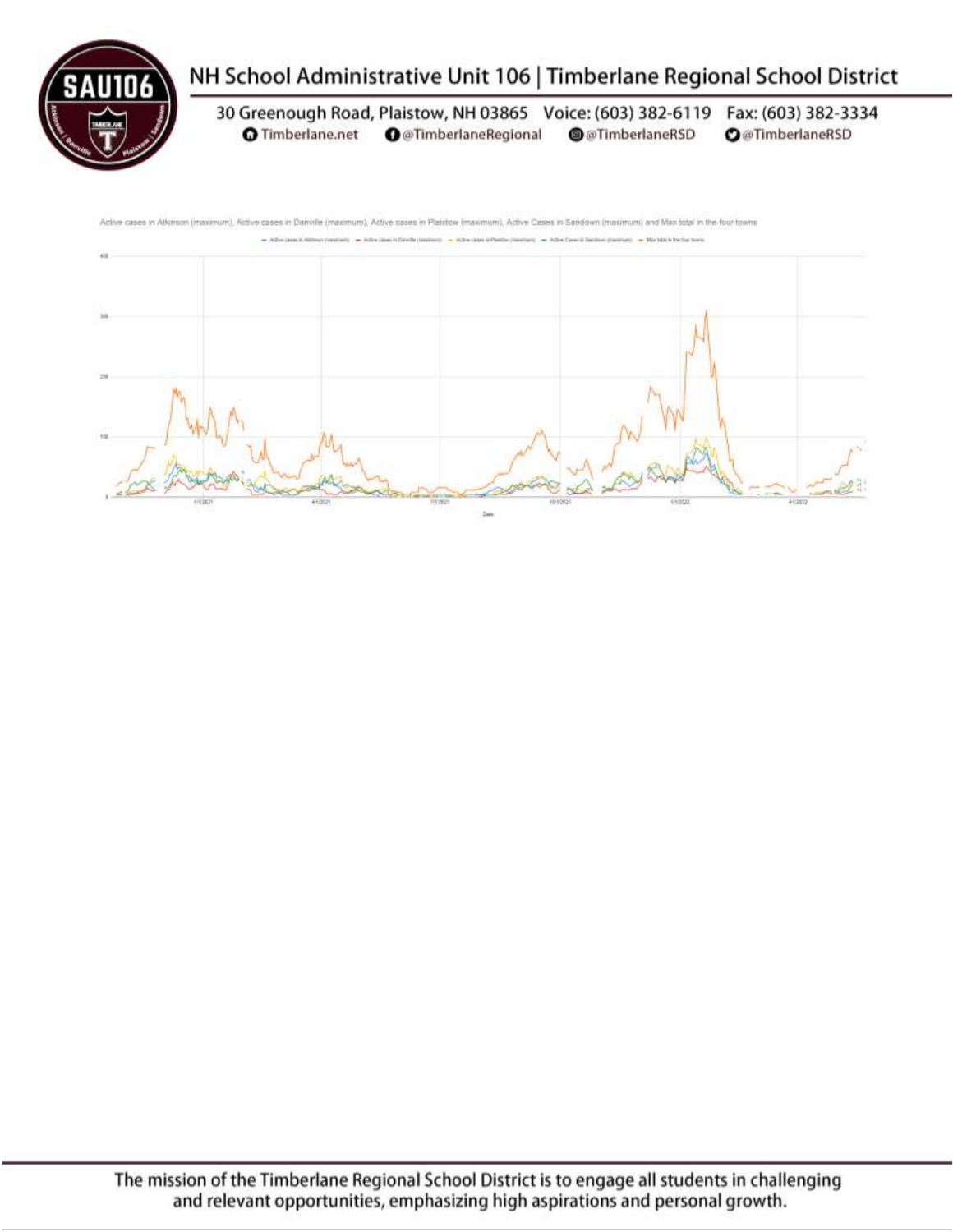Active cases in Atkinson (maximum), Active cases in Danville (maximum), Active cases in Plaistow (maximum), Active Cases in Sandown (maximum) and Max total in the four towns

Active cases in Atkinson (maximum) — Active cases in Danville (maximum) — Active cases in Plaistow (maximum) — Active Cases in Sandown (maximum) — Max total in the four towns

400

300

200

100

0

1/1/2021

4/1/2021

7/1/2021

10/1/2021

1/1/2022

4/1/2022

Date

The mission of the Timberlane Regional School District is to engage all students in challenging and relevant opportunities, emphasizing high aspirations and personal growth.